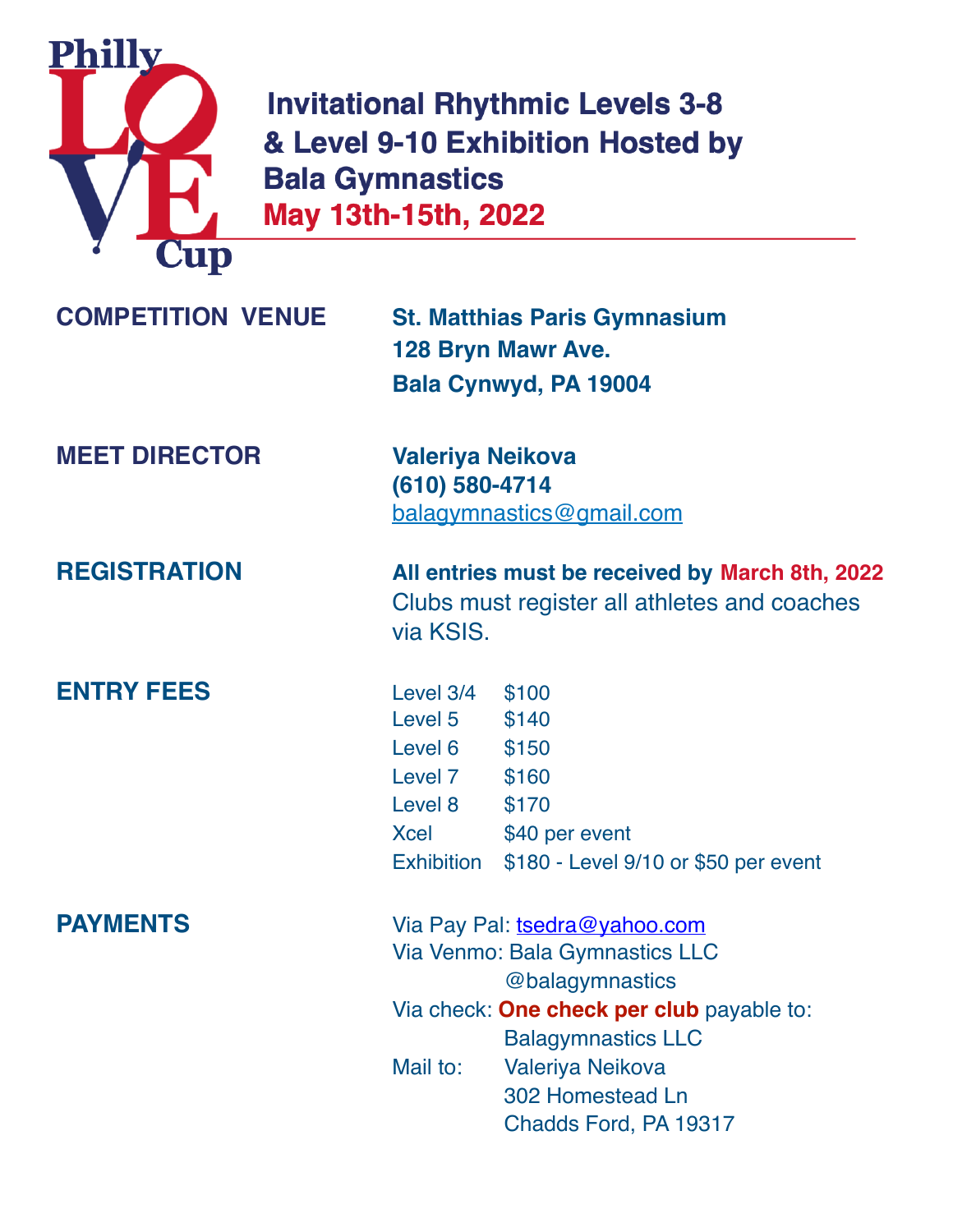Philly LOVE Cup

# Invitational Rhythmic Levels 3-8 & Level 9-10 Exhibition Hosted by Bala Gymnastics

## May 13th-15th, 2022

**COMPETITION VENUE**

**St. Matthias Paris Gymnasium**
**128 Bryn Mawr Ave.**
**Bala Cynwyd, PA 19004**

**MEET DIRECTOR**

**Valeriya Neikova**
**(610) 580-4714**
balagymnastics@gmail.com

**REGISTRATION**

**All entries must be received by March 8th, 2022**
Clubs must register all athletes and coaches via KSIS.

**ENTRY FEES**

| | |
|---|---|
| Level 3/4 | $100 |
| Level 5 | $140 |
| Level 6 | $150 |
| Level 7 | $160 |
| Level 8 | $170 |
| Xcel | $40 per event |
| Exhibition | $180 - Level 9/10 or $50 per event |

**PAYMENTS**

Via Pay Pal: tsedra@yahoo.com
Via Venmo: Bala Gymnastics LLC
@balagymnastics
Via check: **One check per club** payable to:
Balagymnastics LLC
Mail to: Valeriya Neikova
302 Homestead Ln
Chadds Ford, PA 19317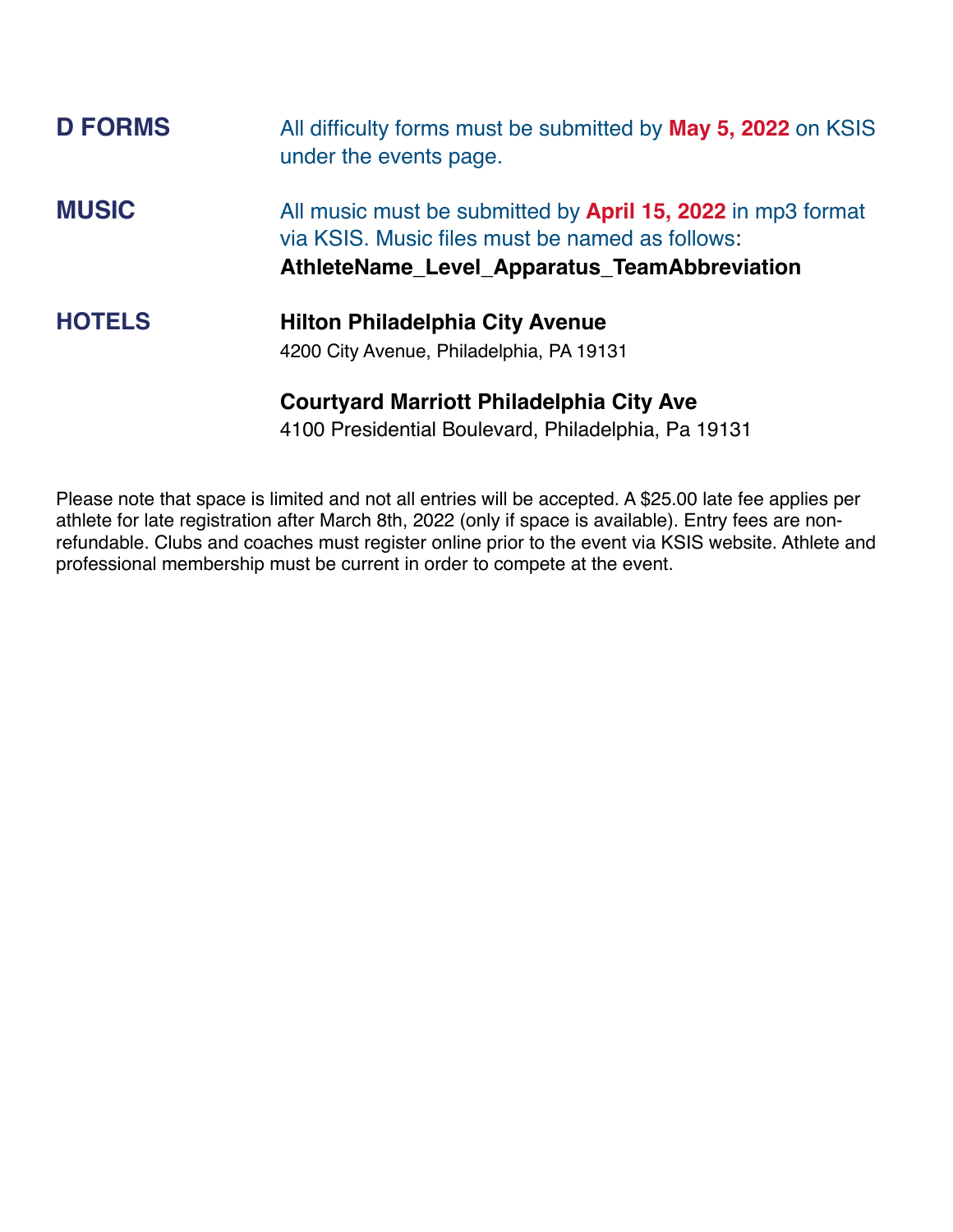## D FORMS

All difficulty forms must be submitted by **May 5, 2022** on KSIS under the events page.

## MUSIC

All music must be submitted by **April 15, 2022** in mp3 format via KSIS. Music files must be named as follows:
**AthleteName_Level_Apparatus_TeamAbbreviation**

## HOTELS

**Hilton Philadelphia City Avenue**
4200 City Avenue, Philadelphia, PA 19131

**Courtyard Marriott Philadelphia City Ave**
4100 Presidential Boulevard, Philadelphia, Pa 19131

Please note that space is limited and not all entries will be accepted. A $25.00 late fee applies per athlete for late registration after March 8th, 2022 (only if space is available). Entry fees are non-refundable. Clubs and coaches must register online prior to the event via KSIS website. Athlete and professional membership must be current in order to compete at the event.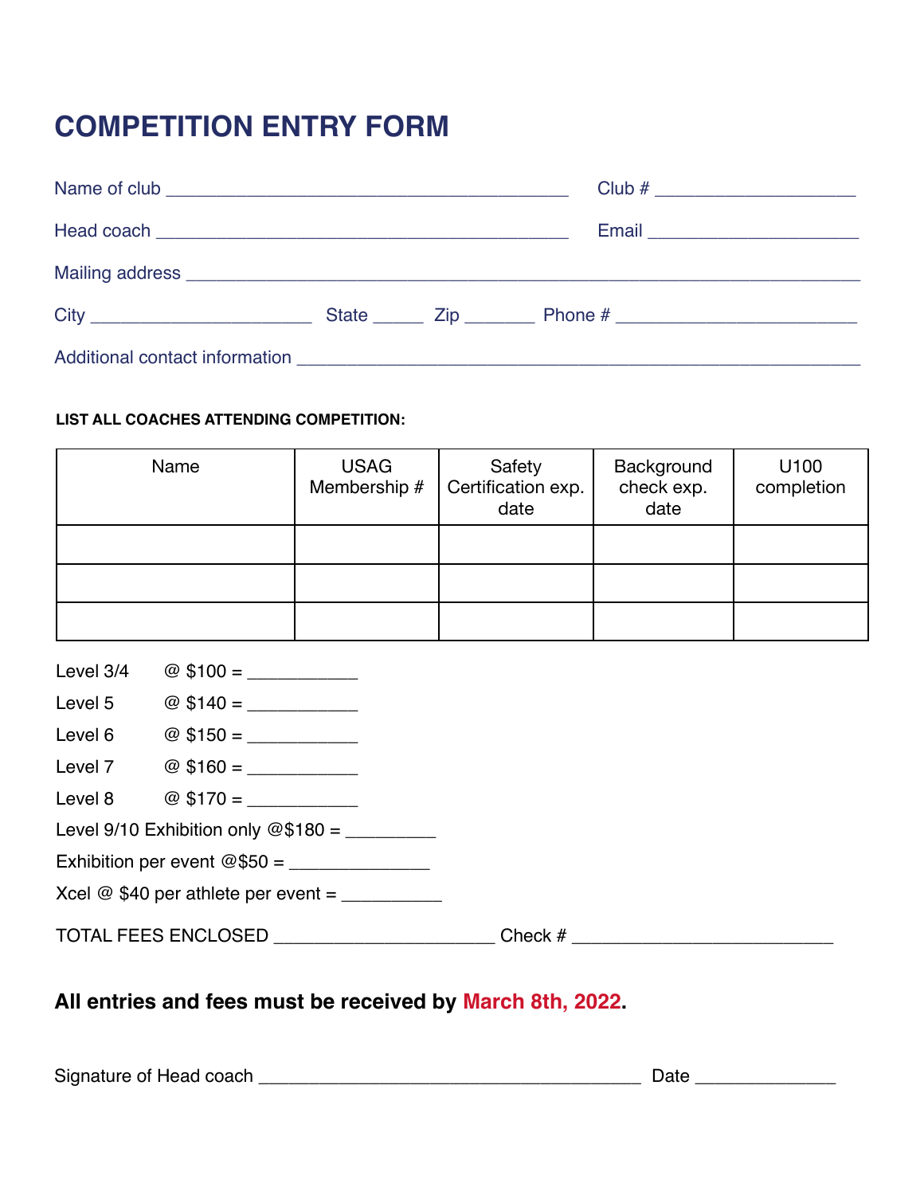# COMPETITION ENTRY FORM

Name of club ________________________________________ Club # ____________________

Head coach _________________________________________ Email _____________________

Mailing address ____________________________________________________________________

City ______________________ State _____ Zip _______ Phone # ________________________

Additional contact information _________________________________________________________

**LIST ALL COACHES ATTENDING COMPETITION:**

| Name | USAG Membership # | Safety Certification exp. date | Background check exp. date | U100 completion |
|---|---|---|---|---|
| | | | | |
| | | | | |
| | | | | |

Level 3/4 @ $100 = ___________

Level 5 @ $140 = ___________

Level 6 @ $150 = ___________

Level 7 @ $160 = ___________

Level 8 @ $170 = ___________

Level 9/10 Exhibition only @$180 = _________

Exhibition per event @$50 = ______________

Xcel @ $40 per athlete per event = __________

TOTAL FEES ENCLOSED ______________________ Check # __________________________

**All entries and fees must be received by March 8th, 2022.**

Signature of Head coach ______________________________________ Date ______________